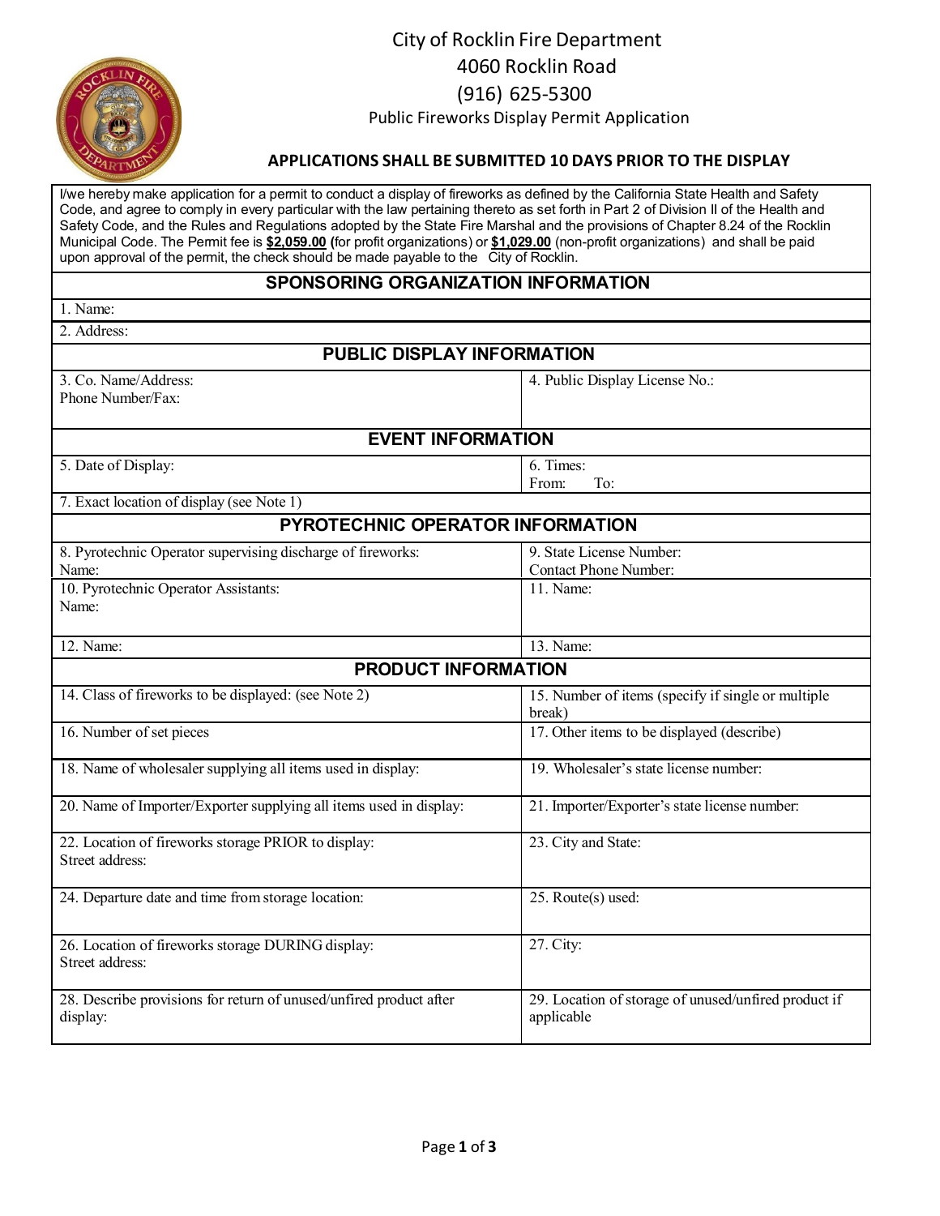# City of Rocklin Fire Department

4060 Rocklin Road

(916) 625-5300

Public Fireworks Display Permit Application

**APPLICATIONS SHALL BE SUBMITTED 10 DAYS PRIOR TO THE DISPLAY**

I/we hereby make application for a permit to conduct a display of fireworks as defined by the California State Health and Safety Code, and agree to comply in every particular with the law pertaining thereto as set forth in Part 2 of Division II of the Health and Safety Code, and the Rules and Regulations adopted by the State Fire Marshal and the provisions of Chapter 8.24 of the Rocklin Municipal Code. The Permit fee is **$2,059.00 (**for profit organizations) or **$1,029.00** (non-profit organizations) and shall be paid upon approval of the permit, the check should be made payable to the City of Rocklin.

| **SPONSORING ORGANIZATION INFORMATION** | |
|---|---|
| 1. Name: | |
| 2. Address: | |
| **PUBLIC DISPLAY INFORMATION** | |
| 3. Co. Name/Address:<br>Phone Number/Fax: | 4. Public Display License No.: |
| **EVENT INFORMATION** | |
| 5. Date of Display: | 6. Times:<br>From: To: |
| 7. Exact location of display (see Note 1) | |
| **PYROTECHNIC OPERATOR INFORMATION** | |
| 8. Pyrotechnic Operator supervising discharge of fireworks:<br>Name: | 9. State License Number:<br>Contact Phone Number: |
| 10. Pyrotechnic Operator Assistants:<br>Name: | 11. Name: |
| 12. Name: | 13. Name: |
| **PRODUCT INFORMATION** | |
| 14. Class of fireworks to be displayed: (see Note 2) | 15. Number of items (specify if single or multiple break) |
| 16. Number of set pieces | 17. Other items to be displayed (describe) |
| 18. Name of wholesaler supplying all items used in display: | 19. Wholesaler's state license number: |
| 20. Name of Importer/Exporter supplying all items used in display: | 21. Importer/Exporter's state license number: |
| 22. Location of fireworks storage PRIOR to display:<br>Street address: | 23. City and State: |
| 24. Departure date and time from storage location: | 25. Route(s) used: |
| 26. Location of fireworks storage DURING display:<br>Street address: | 27. City: |
| 28. Describe provisions for return of unused/unfired product after display: | 29. Location of storage of unused/unfired product if applicable |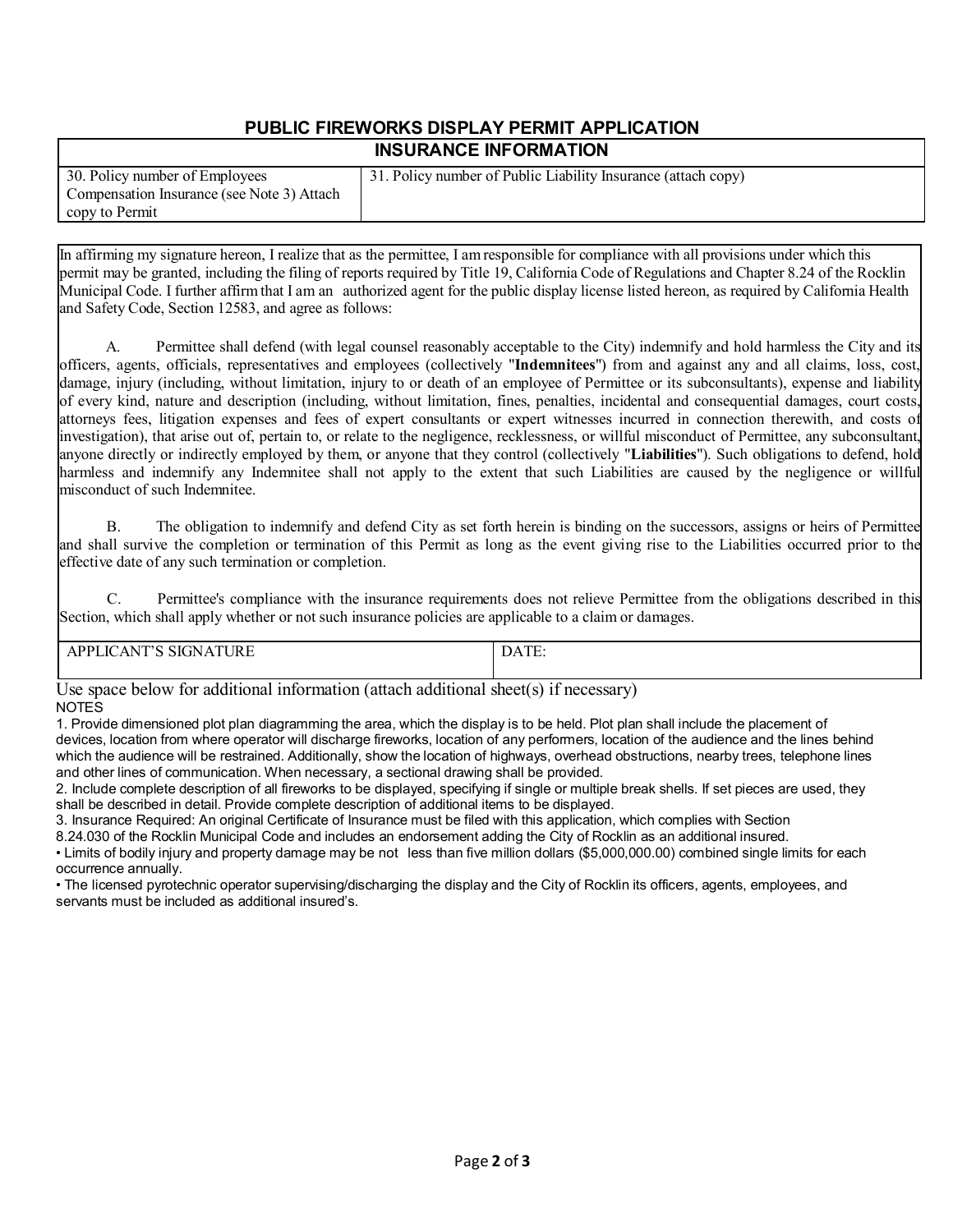## PUBLIC FIREWORKS DISPLAY PERMIT APPLICATION

### INSURANCE INFORMATION

| 30. Policy number of Employees Compensation Insurance (see Note 3) Attach copy to Permit | 31. Policy number of Public Liability Insurance (attach copy) |
|---|---|
| | |

In affirming my signature hereon, I realize that as the permittee, I am responsible for compliance with all provisions under which this permit may be granted, including the filing of reports required by Title 19, California Code of Regulations and Chapter 8.24 of the Rocklin Municipal Code. I further affirm that I am an authorized agent for the public display license listed hereon, as required by California Health and Safety Code, Section 12583, and agree as follows:

A. Permittee shall defend (with legal counsel reasonably acceptable to the City) indemnify and hold harmless the City and its officers, agents, officials, representatives and employees (collectively "**Indemnitees**") from and against any and all claims, loss, cost, damage, injury (including, without limitation, injury to or death of an employee of Permittee or its subconsultants), expense and liability of every kind, nature and description (including, without limitation, fines, penalties, incidental and consequential damages, court costs, attorneys fees, litigation expenses and fees of expert consultants or expert witnesses incurred in connection therewith, and costs of investigation), that arise out of, pertain to, or relate to the negligence, recklessness, or willful misconduct of Permittee, any subconsultant, anyone directly or indirectly employed by them, or anyone that they control (collectively "**Liabilities**"). Such obligations to defend, hold harmless and indemnify any Indemnitee shall not apply to the extent that such Liabilities are caused by the negligence or willful misconduct of such Indemnitee.

B. The obligation to indemnify and defend City as set forth herein is binding on the successors, assigns or heirs of Permittee and shall survive the completion or termination of this Permit as long as the event giving rise to the Liabilities occurred prior to the effective date of any such termination or completion.

C. Permittee's compliance with the insurance requirements does not relieve Permittee from the obligations described in this Section, which shall apply whether or not such insurance policies are applicable to a claim or damages.

| APPLICANT'S SIGNATURE | DATE: |
|---|---|
| | |

Use space below for additional information (attach additional sheet(s) if necessary)

NOTES

1. Provide dimensioned plot plan diagramming the area, which the display is to be held. Plot plan shall include the placement of devices, location from where operator will discharge fireworks, location of any performers, location of the audience and the lines behind which the audience will be restrained. Additionally, show the location of highways, overhead obstructions, nearby trees, telephone lines and other lines of communication. When necessary, a sectional drawing shall be provided.
2. Include complete description of all fireworks to be displayed, specifying if single or multiple break shells. If set pieces are used, they shall be described in detail. Provide complete description of additional items to be displayed.
3. Insurance Required: An original Certificate of Insurance must be filed with this application, which complies with Section 8.24.030 of the Rocklin Municipal Code and includes an endorsement adding the City of Rocklin as an additional insured.

- Limits of bodily injury and property damage may be not less than five million dollars ($5,000,000.00) combined single limits for each occurrence annually.
- The licensed pyrotechnic operator supervising/discharging the display and the City of Rocklin its officers, agents, employees, and servants must be included as additional insured's.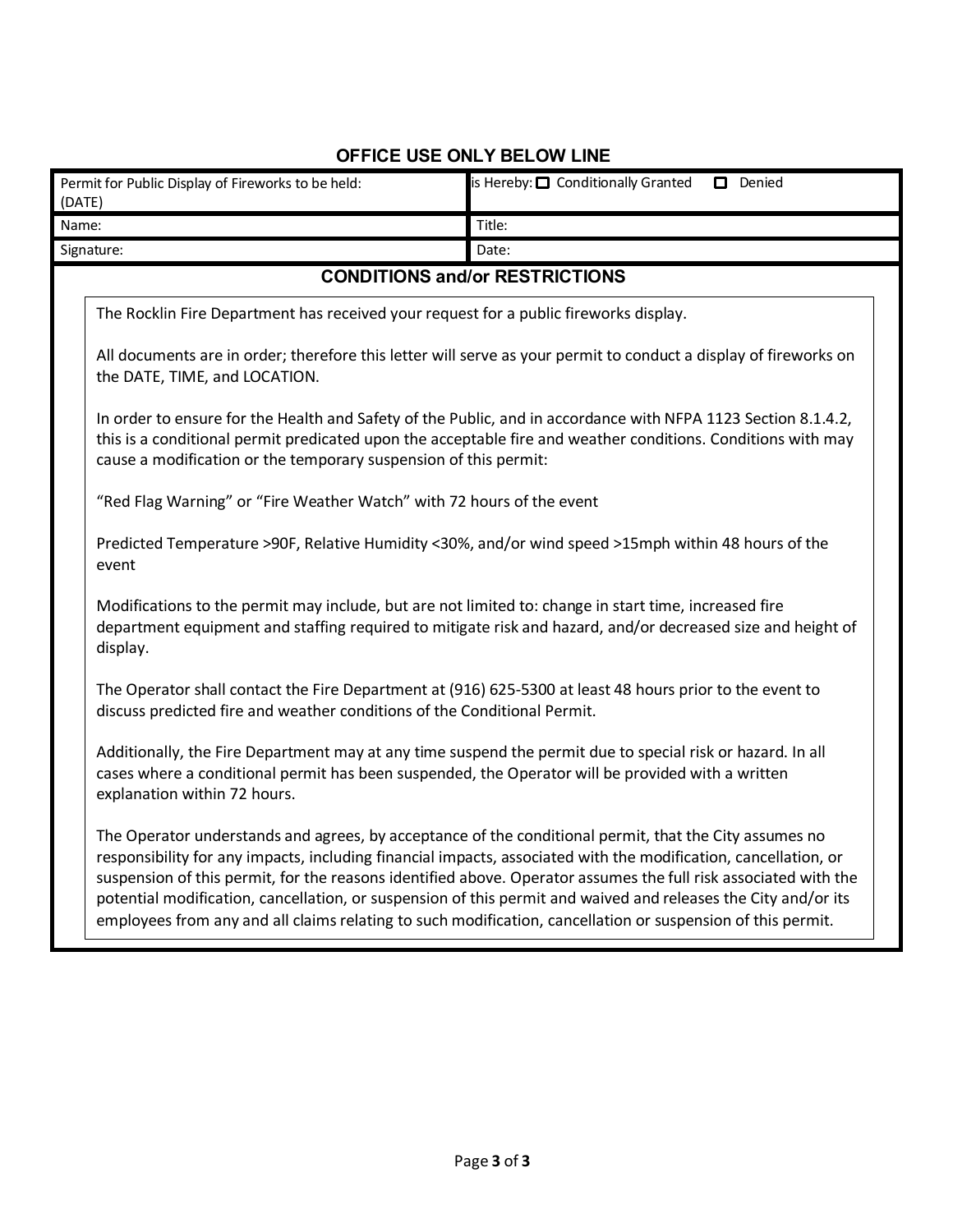## OFFICE USE ONLY BELOW LINE

| | |
|---|---|
| Permit for Public Display of Fireworks to be held: (DATE) | is Hereby: ☐ Conditionally Granted ☐ Denied |
| Name: | Title: |
| Signature: | Date: |

### CONDITIONS and/or RESTRICTIONS

The Rocklin Fire Department has received your request for a public fireworks display.

All documents are in order; therefore this letter will serve as your permit to conduct a display of fireworks on the DATE, TIME, and LOCATION.

In order to ensure for the Health and Safety of the Public, and in accordance with NFPA 1123 Section 8.1.4.2, this is a conditional permit predicated upon the acceptable fire and weather conditions. Conditions with may cause a modification or the temporary suspension of this permit:

"Red Flag Warning" or "Fire Weather Watch" with 72 hours of the event

Predicted Temperature >90F, Relative Humidity <30%, and/or wind speed >15mph within 48 hours of the event

Modifications to the permit may include, but are not limited to: change in start time, increased fire department equipment and staffing required to mitigate risk and hazard, and/or decreased size and height of display.

The Operator shall contact the Fire Department at (916) 625-5300 at least 48 hours prior to the event to discuss predicted fire and weather conditions of the Conditional Permit.

Additionally, the Fire Department may at any time suspend the permit due to special risk or hazard. In all cases where a conditional permit has been suspended, the Operator will be provided with a written explanation within 72 hours.

The Operator understands and agrees, by acceptance of the conditional permit, that the City assumes no responsibility for any impacts, including financial impacts, associated with the modification, cancellation, or suspension of this permit, for the reasons identified above. Operator assumes the full risk associated with the potential modification, cancellation, or suspension of this permit and waived and releases the City and/or its employees from any and all claims relating to such modification, cancellation or suspension of this permit.